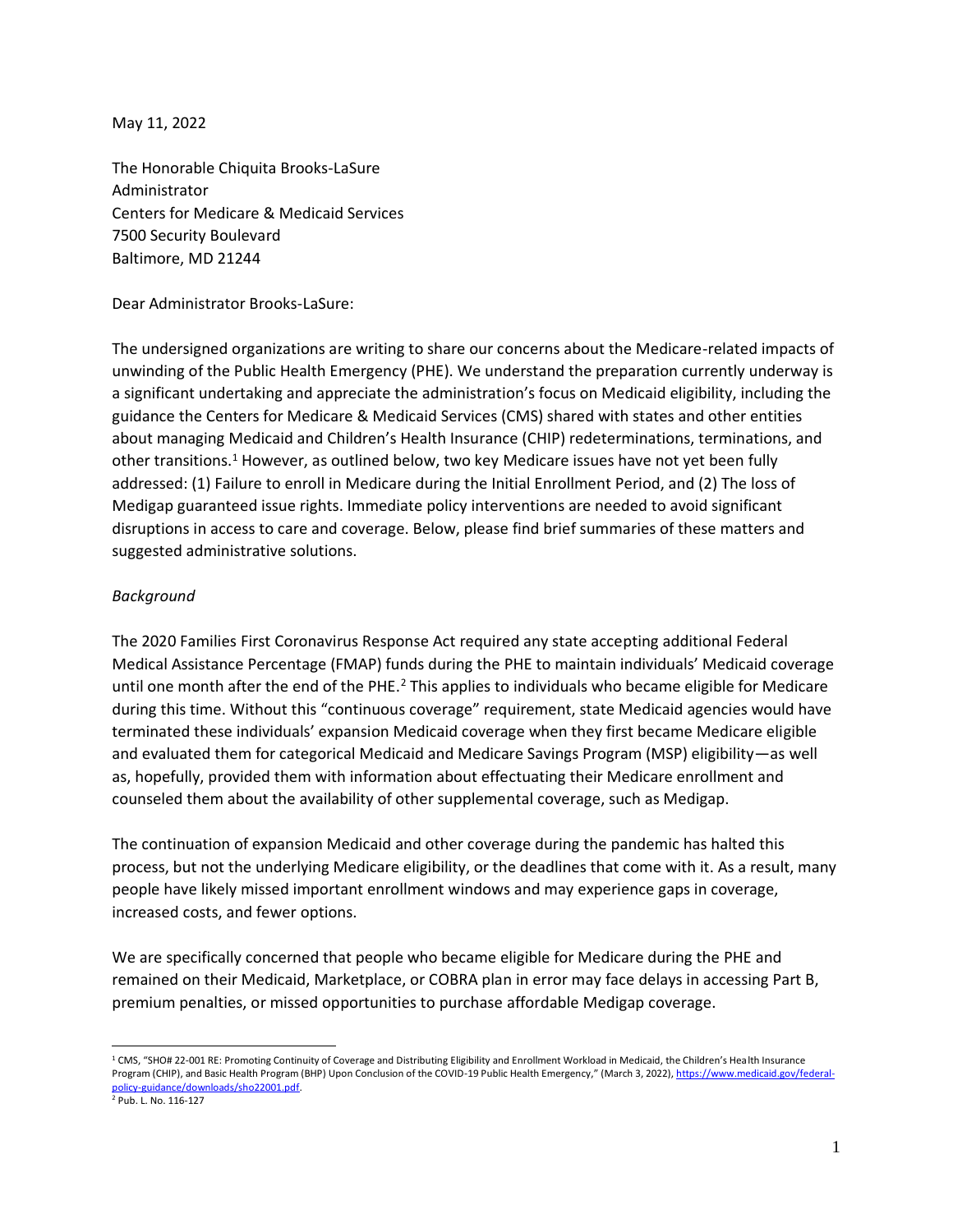May 11, 2022

The Honorable Chiquita Brooks-LaSure
Administrator
Centers for Medicare & Medicaid Services
7500 Security Boulevard
Baltimore, MD 21244

Dear Administrator Brooks-LaSure:

The undersigned organizations are writing to share our concerns about the Medicare-related impacts of unwinding of the Public Health Emergency (PHE). We understand the preparation currently underway is a significant undertaking and appreciate the administration's focus on Medicaid eligibility, including the guidance the Centers for Medicare & Medicaid Services (CMS) shared with states and other entities about managing Medicaid and Children's Health Insurance (CHIP) redeterminations, terminations, and other transitions.[1] However, as outlined below, two key Medicare issues have not yet been fully addressed: (1) Failure to enroll in Medicare during the Initial Enrollment Period, and (2) The loss of Medigap guaranteed issue rights. Immediate policy interventions are needed to avoid significant disruptions in access to care and coverage. Below, please find brief summaries of these matters and suggested administrative solutions.

*Background*

The 2020 Families First Coronavirus Response Act required any state accepting additional Federal Medical Assistance Percentage (FMAP) funds during the PHE to maintain individuals' Medicaid coverage until one month after the end of the PHE.[2] This applies to individuals who became eligible for Medicare during this time. Without this "continuous coverage" requirement, state Medicaid agencies would have terminated these individuals' expansion Medicaid coverage when they first became Medicare eligible and evaluated them for categorical Medicaid and Medicare Savings Program (MSP) eligibility—as well as, hopefully, provided them with information about effectuating their Medicare enrollment and counseled them about the availability of other supplemental coverage, such as Medigap.

The continuation of expansion Medicaid and other coverage during the pandemic has halted this process, but not the underlying Medicare eligibility, or the deadlines that come with it. As a result, many people have likely missed important enrollment windows and may experience gaps in coverage, increased costs, and fewer options.

We are specifically concerned that people who became eligible for Medicare during the PHE and remained on their Medicaid, Marketplace, or COBRA plan in error may face delays in accessing Part B, premium penalties, or missed opportunities to purchase affordable Medigap coverage.

---

[1] CMS, "SHO# 22-001 RE: Promoting Continuity of Coverage and Distributing Eligibility and Enrollment Workload in Medicaid, the Children's Health Insurance Program (CHIP), and Basic Health Program (BHP) Upon Conclusion of the COVID-19 Public Health Emergency," (March 3, 2022), https://www.medicaid.gov/federal-policy-guidance/downloads/sho22001.pdf.

[2] Pub. L. No. 116-127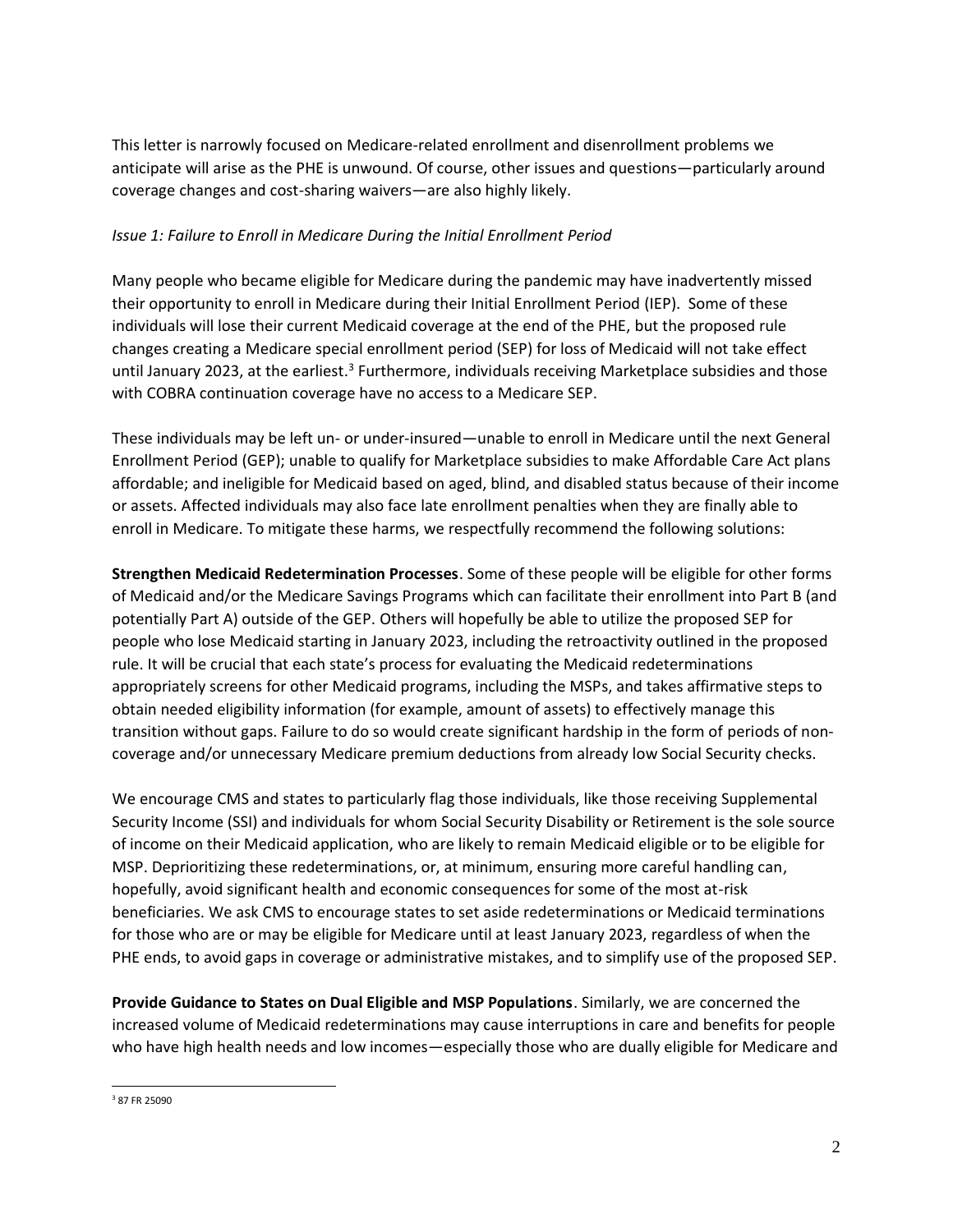This letter is narrowly focused on Medicare-related enrollment and disenrollment problems we anticipate will arise as the PHE is unwound. Of course, other issues and questions—particularly around coverage changes and cost-sharing waivers—are also highly likely.

*Issue 1: Failure to Enroll in Medicare During the Initial Enrollment Period*

Many people who became eligible for Medicare during the pandemic may have inadvertently missed their opportunity to enroll in Medicare during their Initial Enrollment Period (IEP). Some of these individuals will lose their current Medicaid coverage at the end of the PHE, but the proposed rule changes creating a Medicare special enrollment period (SEP) for loss of Medicaid will not take effect until January 2023, at the earliest.[3] Furthermore, individuals receiving Marketplace subsidies and those with COBRA continuation coverage have no access to a Medicare SEP.

These individuals may be left un- or under-insured—unable to enroll in Medicare until the next General Enrollment Period (GEP); unable to qualify for Marketplace subsidies to make Affordable Care Act plans affordable; and ineligible for Medicaid based on aged, blind, and disabled status because of their income or assets. Affected individuals may also face late enrollment penalties when they are finally able to enroll in Medicare. To mitigate these harms, we respectfully recommend the following solutions:

**Strengthen Medicaid Redetermination Processes**. Some of these people will be eligible for other forms of Medicaid and/or the Medicare Savings Programs which can facilitate their enrollment into Part B (and potentially Part A) outside of the GEP. Others will hopefully be able to utilize the proposed SEP for people who lose Medicaid starting in January 2023, including the retroactivity outlined in the proposed rule. It will be crucial that each state's process for evaluating the Medicaid redeterminations appropriately screens for other Medicaid programs, including the MSPs, and takes affirmative steps to obtain needed eligibility information (for example, amount of assets) to effectively manage this transition without gaps. Failure to do so would create significant hardship in the form of periods of non-coverage and/or unnecessary Medicare premium deductions from already low Social Security checks.

We encourage CMS and states to particularly flag those individuals, like those receiving Supplemental Security Income (SSI) and individuals for whom Social Security Disability or Retirement is the sole source of income on their Medicaid application, who are likely to remain Medicaid eligible or to be eligible for MSP. Deprioritizing these redeterminations, or, at minimum, ensuring more careful handling can, hopefully, avoid significant health and economic consequences for some of the most at-risk beneficiaries. We ask CMS to encourage states to set aside redeterminations or Medicaid terminations for those who are or may be eligible for Medicare until at least January 2023, regardless of when the PHE ends, to avoid gaps in coverage or administrative mistakes, and to simplify use of the proposed SEP.

**Provide Guidance to States on Dual Eligible and MSP Populations**. Similarly, we are concerned the increased volume of Medicaid redeterminations may cause interruptions in care and benefits for people who have high health needs and low incomes—especially those who are dually eligible for Medicare and

[3] 87 FR 25090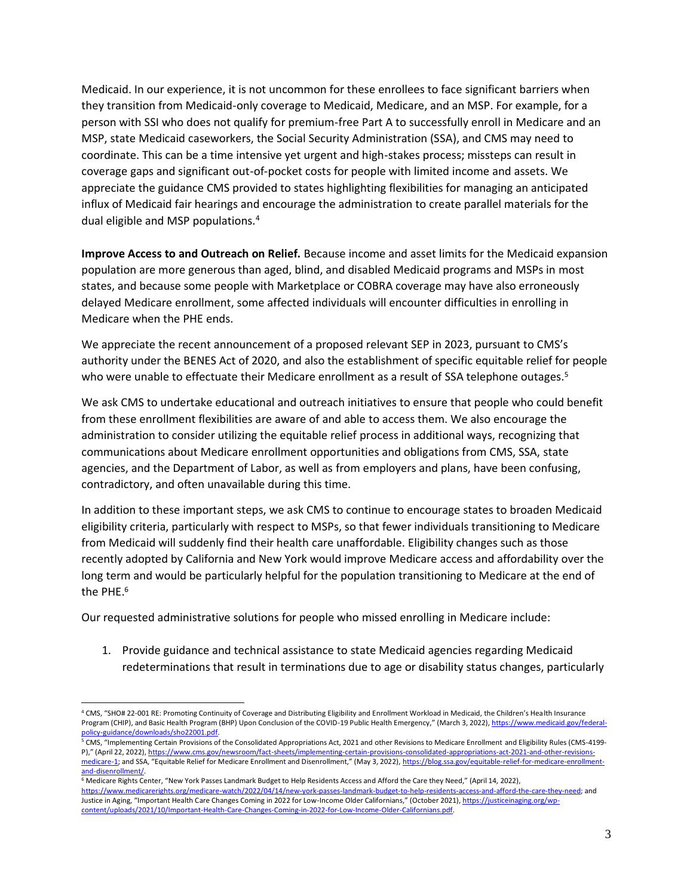Medicaid. In our experience, it is not uncommon for these enrollees to face significant barriers when they transition from Medicaid-only coverage to Medicaid, Medicare, and an MSP. For example, for a person with SSI who does not qualify for premium-free Part A to successfully enroll in Medicare and an MSP, state Medicaid caseworkers, the Social Security Administration (SSA), and CMS may need to coordinate. This can be a time intensive yet urgent and high-stakes process; missteps can result in coverage gaps and significant out-of-pocket costs for people with limited income and assets. We appreciate the guidance CMS provided to states highlighting flexibilities for managing an anticipated influx of Medicaid fair hearings and encourage the administration to create parallel materials for the dual eligible and MSP populations.[4]

**Improve Access to and Outreach on Relief.** Because income and asset limits for the Medicaid expansion population are more generous than aged, blind, and disabled Medicaid programs and MSPs in most states, and because some people with Marketplace or COBRA coverage may have also erroneously delayed Medicare enrollment, some affected individuals will encounter difficulties in enrolling in Medicare when the PHE ends.

We appreciate the recent announcement of a proposed relevant SEP in 2023, pursuant to CMS's authority under the BENES Act of 2020, and also the establishment of specific equitable relief for people who were unable to effectuate their Medicare enrollment as a result of SSA telephone outages.[5]

We ask CMS to undertake educational and outreach initiatives to ensure that people who could benefit from these enrollment flexibilities are aware of and able to access them. We also encourage the administration to consider utilizing the equitable relief process in additional ways, recognizing that communications about Medicare enrollment opportunities and obligations from CMS, SSA, state agencies, and the Department of Labor, as well as from employers and plans, have been confusing, contradictory, and often unavailable during this time.

In addition to these important steps, we ask CMS to continue to encourage states to broaden Medicaid eligibility criteria, particularly with respect to MSPs, so that fewer individuals transitioning to Medicare from Medicaid will suddenly find their health care unaffordable. Eligibility changes such as those recently adopted by California and New York would improve Medicare access and affordability over the long term and would be particularly helpful for the population transitioning to Medicare at the end of the PHE.[6]

Our requested administrative solutions for people who missed enrolling in Medicare include:

1. Provide guidance and technical assistance to state Medicaid agencies regarding Medicaid redeterminations that result in terminations due to age or disability status changes, particularly

---

[4] CMS, "SHO# 22-001 RE: Promoting Continuity of Coverage and Distributing Eligibility and Enrollment Workload in Medicaid, the Children's Health Insurance Program (CHIP), and Basic Health Program (BHP) Upon Conclusion of the COVID-19 Public Health Emergency," (March 3, 2022), https://www.medicaid.gov/federal-policy-guidance/downloads/sho22001.pdf.

[5] CMS, "Implementing Certain Provisions of the Consolidated Appropriations Act, 2021 and other Revisions to Medicare Enrollment and Eligibility Rules (CMS-4199-P)," (April 22, 2022), https://www.cms.gov/newsroom/fact-sheets/implementing-certain-provisions-consolidated-appropriations-act-2021-and-other-revisions-medicare-1; and SSA, "Equitable Relief for Medicare Enrollment and Disenrollment," (May 3, 2022), https://blog.ssa.gov/equitable-relief-for-medicare-enrollment-and-disenrollment/.

[6] Medicare Rights Center, "New York Passes Landmark Budget to Help Residents Access and Afford the Care they Need," (April 14, 2022), https://www.medicarerights.org/medicare-watch/2022/04/14/new-york-passes-landmark-budget-to-help-residents-access-and-afford-the-care-they-need; and Justice in Aging, "Important Health Care Changes Coming in 2022 for Low-Income Older Californians," (October 2021), https://justiceinaging.org/wp-content/uploads/2021/10/Important-Health-Care-Changes-Coming-in-2022-for-Low-Income-Older-Californians.pdf.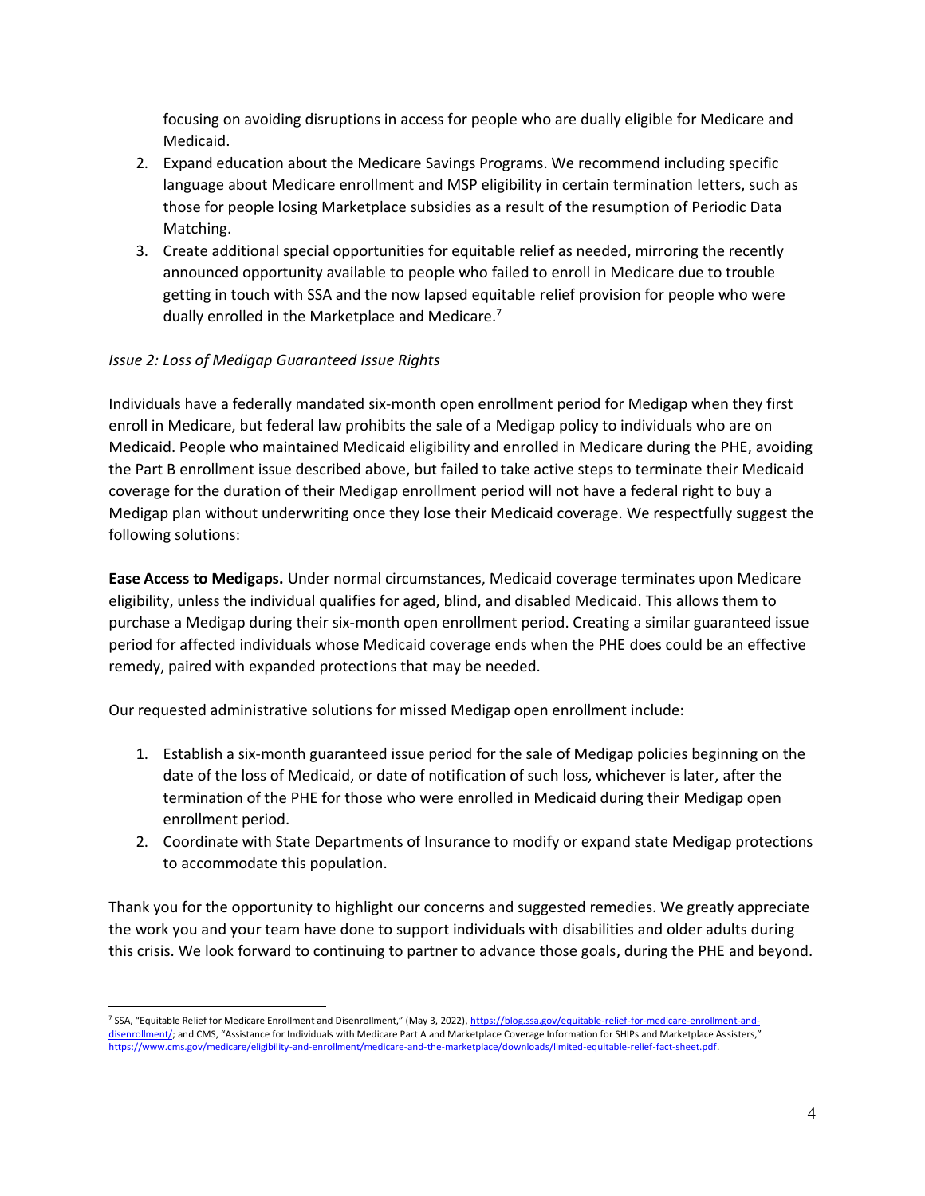focusing on avoiding disruptions in access for people who are dually eligible for Medicare and Medicaid.

2. Expand education about the Medicare Savings Programs. We recommend including specific language about Medicare enrollment and MSP eligibility in certain termination letters, such as those for people losing Marketplace subsidies as a result of the resumption of Periodic Data Matching.
3. Create additional special opportunities for equitable relief as needed, mirroring the recently announced opportunity available to people who failed to enroll in Medicare due to trouble getting in touch with SSA and the now lapsed equitable relief provision for people who were dually enrolled in the Marketplace and Medicare.[7]

*Issue 2: Loss of Medigap Guaranteed Issue Rights*

Individuals have a federally mandated six-month open enrollment period for Medigap when they first enroll in Medicare, but federal law prohibits the sale of a Medigap policy to individuals who are on Medicaid. People who maintained Medicaid eligibility and enrolled in Medicare during the PHE, avoiding the Part B enrollment issue described above, but failed to take active steps to terminate their Medicaid coverage for the duration of their Medigap enrollment period will not have a federal right to buy a Medigap plan without underwriting once they lose their Medicaid coverage. We respectfully suggest the following solutions:

**Ease Access to Medigaps.** Under normal circumstances, Medicaid coverage terminates upon Medicare eligibility, unless the individual qualifies for aged, blind, and disabled Medicaid. This allows them to purchase a Medigap during their six-month open enrollment period. Creating a similar guaranteed issue period for affected individuals whose Medicaid coverage ends when the PHE does could be an effective remedy, paired with expanded protections that may be needed.

Our requested administrative solutions for missed Medigap open enrollment include:

1. Establish a six-month guaranteed issue period for the sale of Medigap policies beginning on the date of the loss of Medicaid, or date of notification of such loss, whichever is later, after the termination of the PHE for those who were enrolled in Medicaid during their Medigap open enrollment period.
2. Coordinate with State Departments of Insurance to modify or expand state Medigap protections to accommodate this population.

Thank you for the opportunity to highlight our concerns and suggested remedies. We greatly appreciate the work you and your team have done to support individuals with disabilities and older adults during this crisis. We look forward to continuing to partner to advance those goals, during the PHE and beyond.

---

[7] SSA, "Equitable Relief for Medicare Enrollment and Disenrollment," (May 3, 2022), https://blog.ssa.gov/equitable-relief-for-medicare-enrollment-and-disenrollment/; and CMS, "Assistance for Individuals with Medicare Part A and Marketplace Coverage Information for SHIPs and Marketplace Assisters," https://www.cms.gov/medicare/eligibility-and-enrollment/medicare-and-the-marketplace/downloads/limited-equitable-relief-fact-sheet.pdf.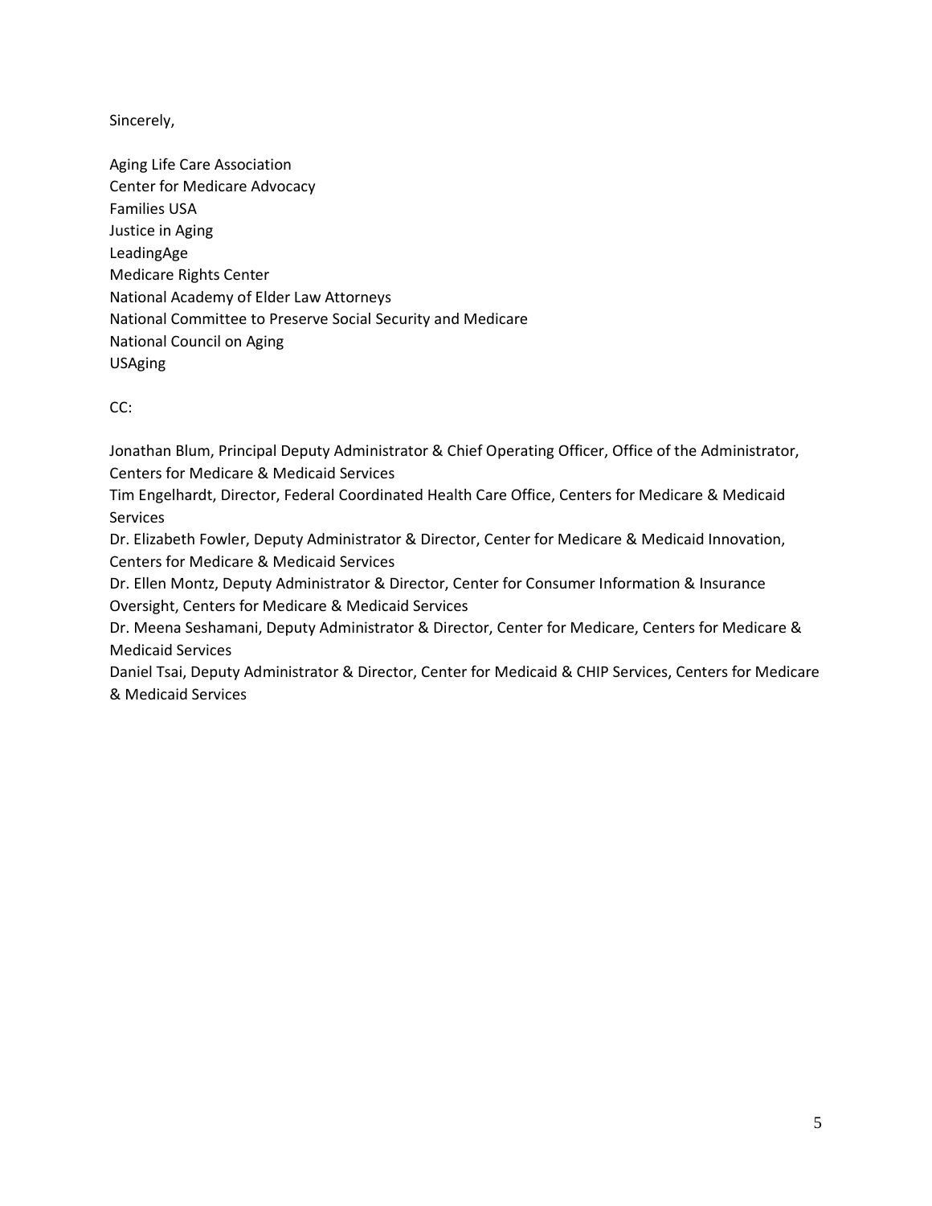Sincerely,

Aging Life Care Association
Center for Medicare Advocacy
Families USA
Justice in Aging
LeadingAge
Medicare Rights Center
National Academy of Elder Law Attorneys
National Committee to Preserve Social Security and Medicare
National Council on Aging
USAging

CC:

Jonathan Blum, Principal Deputy Administrator & Chief Operating Officer, Office of the Administrator, Centers for Medicare & Medicaid Services
Tim Engelhardt, Director, Federal Coordinated Health Care Office, Centers for Medicare & Medicaid Services
Dr. Elizabeth Fowler, Deputy Administrator & Director, Center for Medicare & Medicaid Innovation, Centers for Medicare & Medicaid Services
Dr. Ellen Montz, Deputy Administrator & Director, Center for Consumer Information & Insurance Oversight, Centers for Medicare & Medicaid Services
Dr. Meena Seshamani, Deputy Administrator & Director, Center for Medicare, Centers for Medicare & Medicaid Services
Daniel Tsai, Deputy Administrator & Director, Center for Medicaid & CHIP Services, Centers for Medicare & Medicaid Services